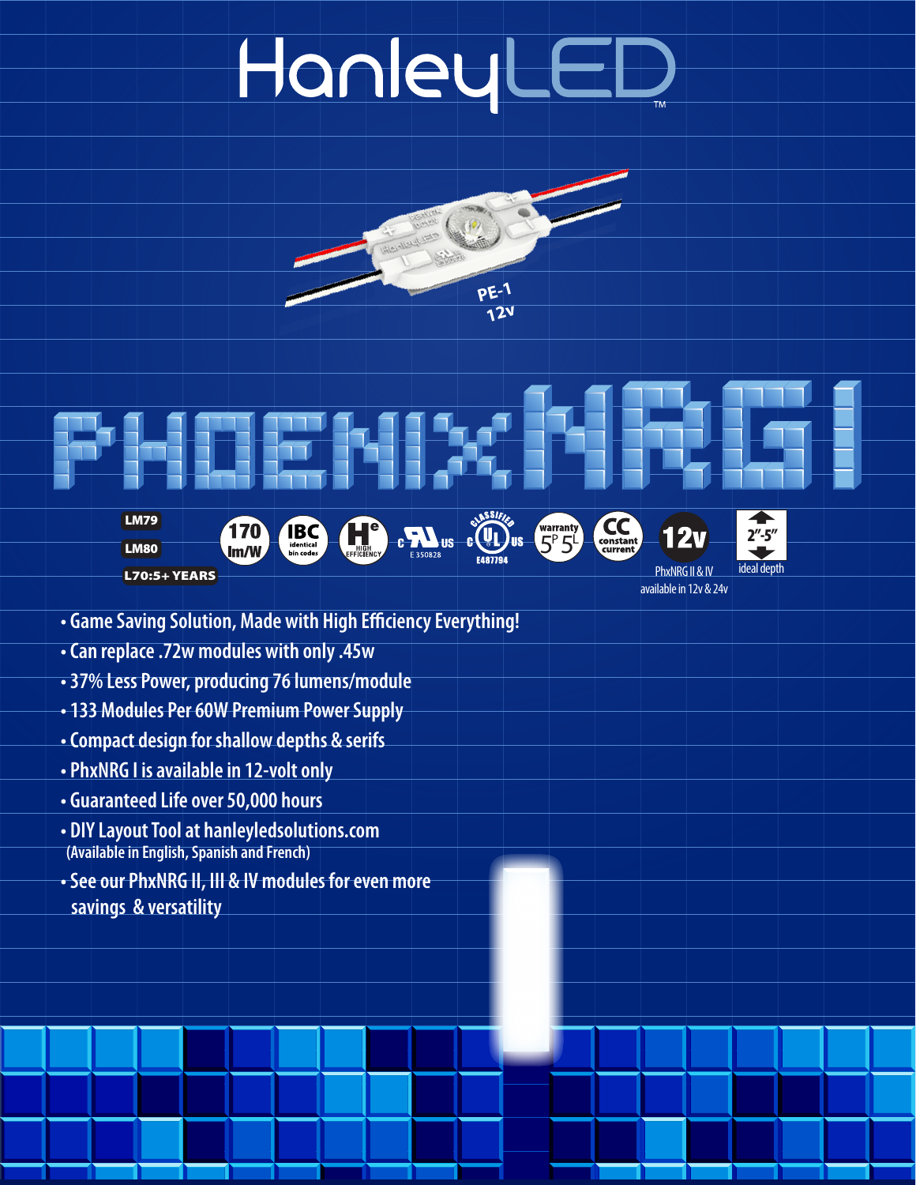# HanleyLED™

PE-1
12v

# PHOENIXNRG I

LM79

LM80

L70:5+ YEARS

170 lm/W

IBC identical bin codes

He HIGH EFFICIENCY

c UR us E 350828

CLASSIFIED c UL us E487794

warranty 5P 5L

CC constant current

12v

PhxNRG II & IV available in 12v & 24v

2"-5" ideal depth

- Game Saving Solution, Made with High Efficiency Everything!
- Can replace .72w modules with only .45w
- 37% Less Power, producing 76 lumens/module
- 133 Modules Per 60W Premium Power Supply
- Compact design for shallow depths & serifs
- PhxNRG I is available in 12-volt only
- Guaranteed Life over 50,000 hours
- DIY Layout Tool at hanleyledsolutions.com
  (Available in English, Spanish and French)
- See our PhxNRG II, III & IV modules for even more savings & versatility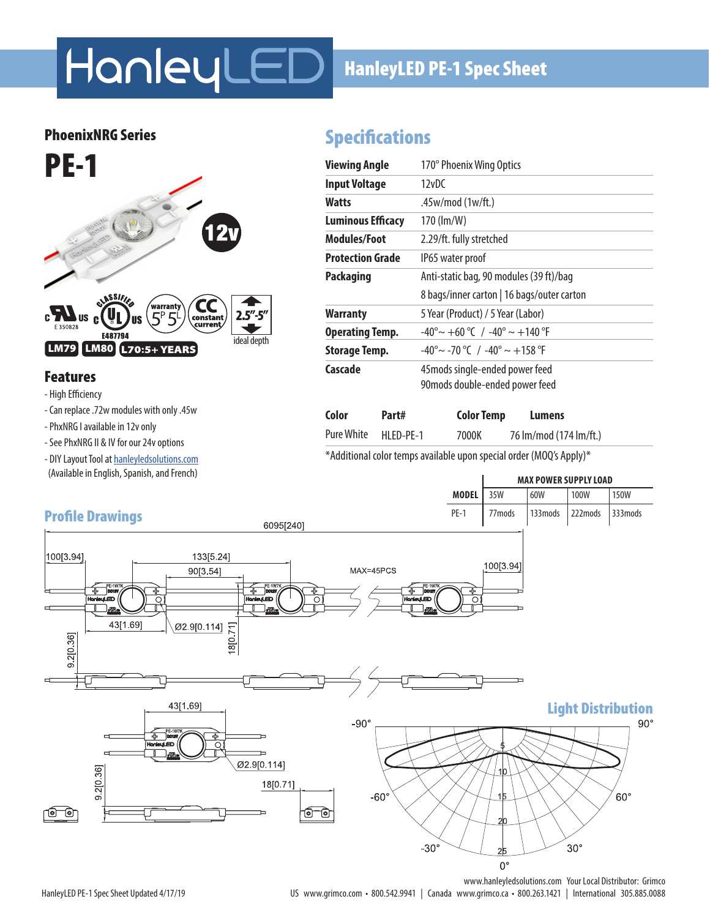# HanleyLED PE-1 Spec Sheet

## PhoenixNRG Series

# PE-1

12v

c US E 350828 | CLASSIFIED c UL US E487794 | warranty 5P 5L | CC constant current | 2.5"-5" ideal depth

LM79 | LM80 | L70:5+ YEARS

## Features

- High Efficiency
- Can replace .72w modules with only .45w
- PhxNRG I available in 12v only
- See PhxNRG II & IV for our 24v options
- DIY Layout Tool at hanleyledsolutions.com
  (Available in English, Spanish, and French)

## Specifications

| | |
|---|---|
| **Viewing Angle** | 170° Phoenix Wing Optics |
| **Input Voltage** | 12vDC |
| **Watts** | .45w/mod (1w/ft.) |
| **Luminous Efficacy** | 170 (lm/W) |
| **Modules/Foot** | 2.29/ft. fully stretched |
| **Protection Grade** | IP65 water proof |
| **Packaging** | Anti-static bag, 90 modules (39 ft)/bag<br>8 bags/inner carton \| 16 bags/outer carton |
| **Warranty** | 5 Year (Product) / 5 Year (Labor) |
| **Operating Temp.** | -40° ~ +60 °C / -40° ~ +140 °F |
| **Storage Temp.** | -40° ~ -70 °C / -40° ~ +158 °F |
| **Cascade** | 45mods single-ended power feed<br>90mods double-ended power feed |

| Color | Part# | Color Temp | Lumens |
|---|---|---|---|
| Pure White | HLED-PE-1 | 7000K | 76 lm/mod (174 lm/ft.) |

*Additional color temps available upon special order (MOQ's Apply)*

| | MAX POWER SUPPLY LOAD | | | |
|---|---|---|---|---|
| **MODEL** | 35W | 60W | 100W | 150W |
| PE-1 | 77mods | 133mods | 222mods | 333mods |

## Profile Drawings

6095[240]
100[3.94]
133[5.24]
90[3.54]
MAX=45PCS
100[3.94]
43[1.69]
Ø2.9[0.114]
18[0.71]
9.2[0.36]
43[1.69]
Ø2.9[0.114]
18[0.71]
9.2[0.36]

## Light Distribution

-90° 90°
-60° 60°
-30° 30°
0°
5 10 15 20 25

HanleyLED PE-1 Spec Sheet Updated 4/17/19

www.hanleyledsolutions.com Your Local Distributor: Grimco
US www.grimco.com • 800.542.9941 | Canada www.grimco.ca • 800.263.1421 | International 305.885.0088